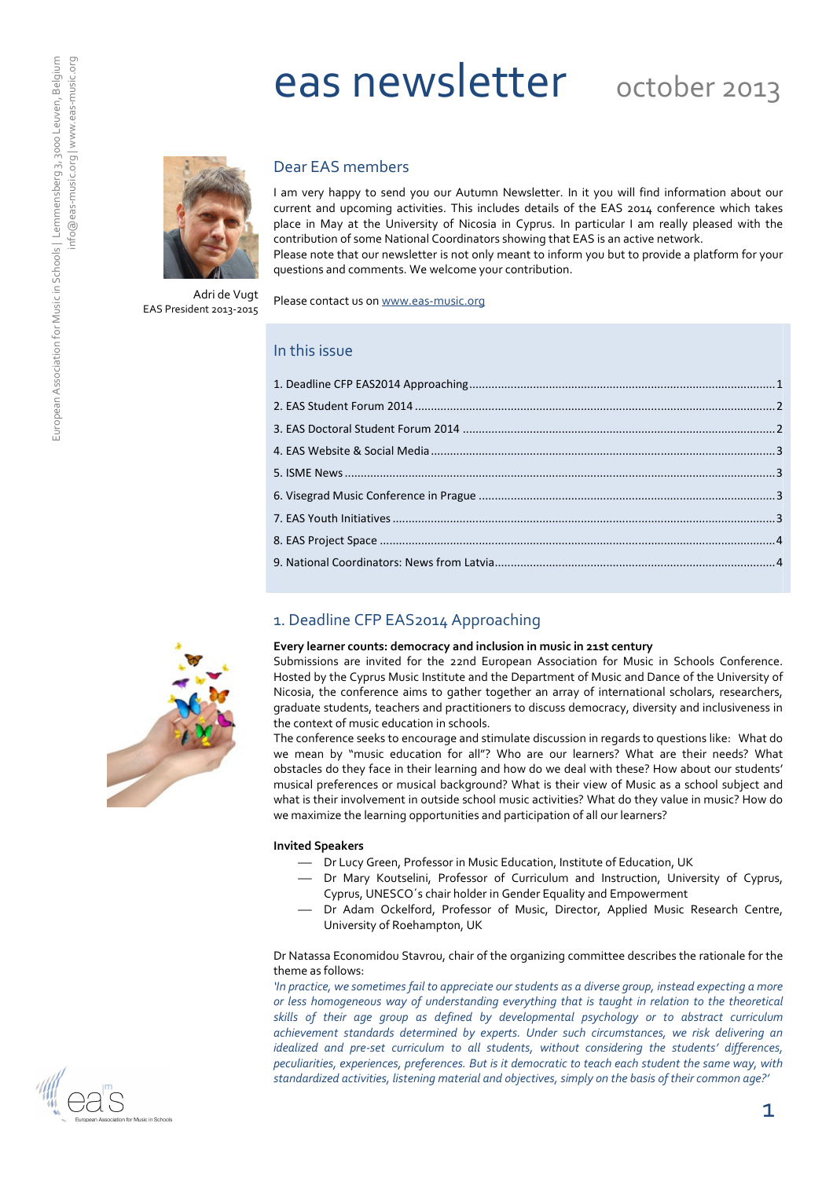# eas newsletter october 2013

Adri de Vugt
EAS President 2013-2015

## Dear EAS members

I am very happy to send you our Autumn Newsletter. In it you will find information about our current and upcoming activities. This includes details of the EAS 2014 conference which takes place in May at the University of Nicosia in Cyprus. In particular I am really pleased with the contribution of some National Coordinators showing that EAS is an active network.
Please note that our newsletter is not only meant to inform you but to provide a platform for your questions and comments. We welcome your contribution.

Please contact us on www.eas-music.org

## In this issue

1. Deadline CFP EAS2014 Approaching ... 1
2. EAS Student Forum 2014 ... 2
3. EAS Doctoral Student Forum 2014 ... 2
4. EAS Website & Social Media ... 3
5. ISME News ... 3
6. Visegrad Music Conference in Prague ... 3
7. EAS Youth Initiatives ... 3
8. EAS Project Space ... 4
9. National Coordinators: News from Latvia ... 4

## 1. Deadline CFP EAS2014 Approaching

**Every learner counts: democracy and inclusion in music in 21st century**
Submissions are invited for the 22nd European Association for Music in Schools Conference. Hosted by the Cyprus Music Institute and the Department of Music and Dance of the University of Nicosia, the conference aims to gather together an array of international scholars, researchers, graduate students, teachers and practitioners to discuss democracy, diversity and inclusiveness in the context of music education in schools.
The conference seeks to encourage and stimulate discussion in regards to questions like: What do we mean by "music education for all"? Who are our learners? What are their needs? What obstacles do they face in their learning and how do we deal with these? How about our students' musical preferences or musical background? What is their view of Music as a school subject and what is their involvement in outside school music activities? What do they value in music? How do we maximize the learning opportunities and participation of all our learners?

**Invited Speakers**

- Dr Lucy Green, Professor in Music Education, Institute of Education, UK
- Dr Mary Koutselini, Professor of Curriculum and Instruction, University of Cyprus, Cyprus, UNESCO´s chair holder in Gender Equality and Empowerment
- Dr Adam Ockelford, Professor of Music, Director, Applied Music Research Centre, University of Roehampton, UK

Dr Natassa Economidou Stavrou, chair of the organizing committee describes the rationale for the theme as follows:
*'In practice, we sometimes fail to appreciate our students as a diverse group, instead expecting a more or less homogeneous way of understanding everything that is taught in relation to the theoretical skills of their age group as defined by developmental psychology or to abstract curriculum achievement standards determined by experts. Under such circumstances, we risk delivering an idealized and pre-set curriculum to all students, without considering the students' differences, peculiarities, experiences, preferences. But is it democratic to teach each student the same way, with standardized activities, listening material and objectives, simply on the basis of their common age?'*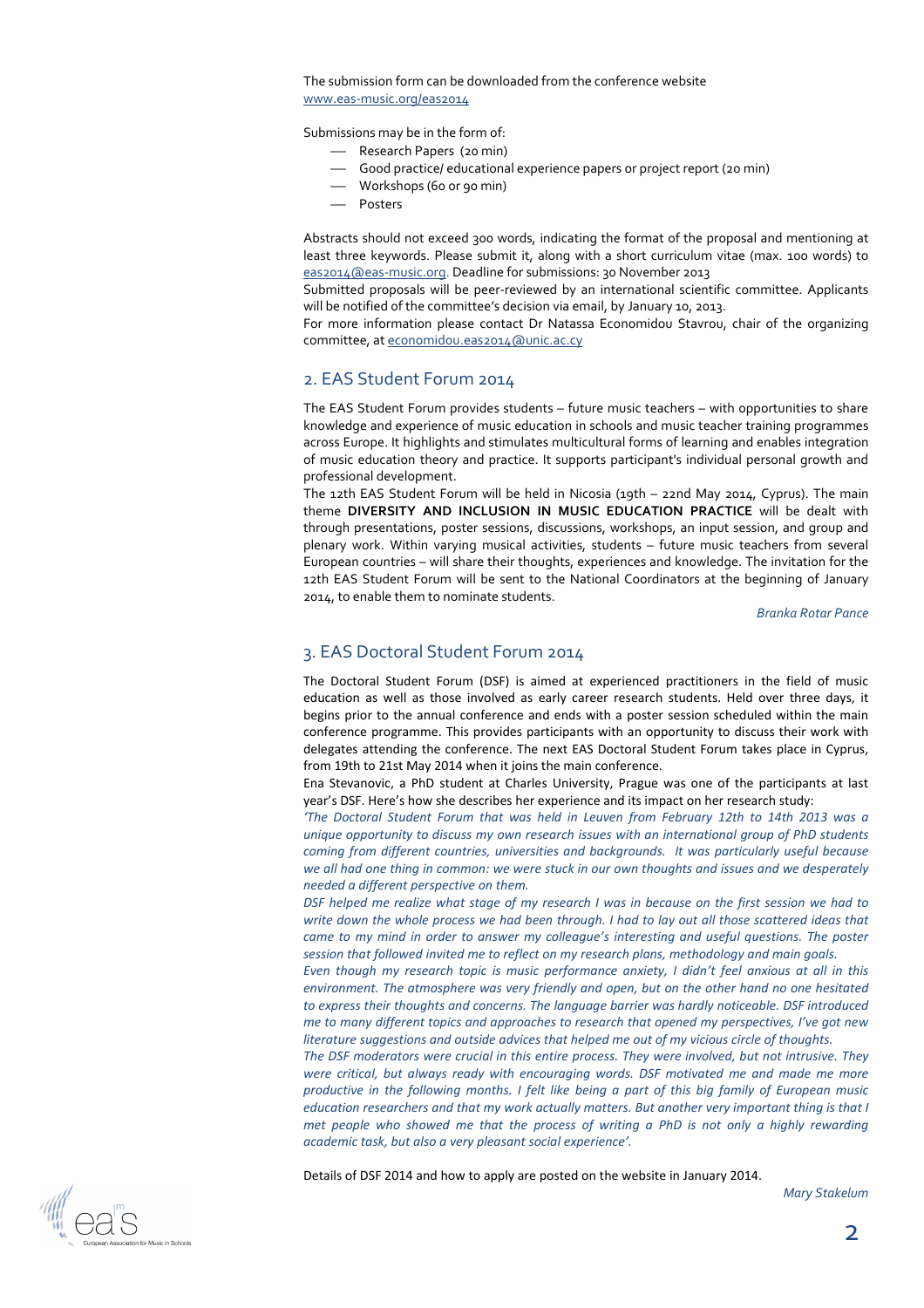The submission form can be downloaded from the conference website [www.eas-music.org/eas2014](www.eas-music.org/eas2014)

Submissions may be in the form of:

- Research Papers (20 min)
- Good practice/ educational experience papers or project report (20 min)
- Workshops (60 or 90 min)
- Posters

Abstracts should not exceed 300 words, indicating the format of the proposal and mentioning at least three keywords. Please submit it, along with a short curriculum vitae (max. 100 words) to eas2014@eas-music.org. Deadline for submissions: 30 November 2013

Submitted proposals will be peer-reviewed by an international scientific committee. Applicants will be notified of the committee's decision via email, by January 10, 2013.

For more information please contact Dr Natassa Economidou Stavrou, chair of the organizing committee, at economidou.eas2014@unic.ac.cy

## 2. EAS Student Forum 2014

The EAS Student Forum provides students – future music teachers – with opportunities to share knowledge and experience of music education in schools and music teacher training programmes across Europe. It highlights and stimulates multicultural forms of learning and enables integration of music education theory and practice. It supports participant's individual personal growth and professional development.

The 12th EAS Student Forum will be held in Nicosia (19th – 22nd May 2014, Cyprus). The main theme **DIVERSITY AND INCLUSION IN MUSIC EDUCATION PRACTICE** will be dealt with through presentations, poster sessions, discussions, workshops, an input session, and group and plenary work. Within varying musical activities, students – future music teachers from several European countries – will share their thoughts, experiences and knowledge. The invitation for the 12th EAS Student Forum will be sent to the National Coordinators at the beginning of January 2014, to enable them to nominate students.

*Branka Rotar Pance*

## 3. EAS Doctoral Student Forum 2014

The Doctoral Student Forum (DSF) is aimed at experienced practitioners in the field of music education as well as those involved as early career research students. Held over three days, it begins prior to the annual conference and ends with a poster session scheduled within the main conference programme. This provides participants with an opportunity to discuss their work with delegates attending the conference. The next EAS Doctoral Student Forum takes place in Cyprus, from 19th to 21st May 2014 when it joins the main conference.

Ena Stevanovic, a PhD student at Charles University, Prague was one of the participants at last year's DSF. Here's how she describes her experience and its impact on her research study:

*'The Doctoral Student Forum that was held in Leuven from February 12th to 14th 2013 was a unique opportunity to discuss my own research issues with an international group of PhD students coming from different countries, universities and backgrounds. It was particularly useful because we all had one thing in common: we were stuck in our own thoughts and issues and we desperately needed a different perspective on them.*

*DSF helped me realize what stage of my research I was in because on the first session we had to write down the whole process we had been through. I had to lay out all those scattered ideas that came to my mind in order to answer my colleague's interesting and useful questions. The poster session that followed invited me to reflect on my research plans, methodology and main goals.*

*Even though my research topic is music performance anxiety, I didn't feel anxious at all in this environment. The atmosphere was very friendly and open, but on the other hand no one hesitated to express their thoughts and concerns. The language barrier was hardly noticeable. DSF introduced me to many different topics and approaches to research that opened my perspectives, I've got new literature suggestions and outside advices that helped me out of my vicious circle of thoughts.*

*The DSF moderators were crucial in this entire process. They were involved, but not intrusive. They were critical, but always ready with encouraging words. DSF motivated me and made me more productive in the following months. I felt like being a part of this big family of European music education researchers and that my work actually matters. But another very important thing is that I met people who showed me that the process of writing a PhD is not only a highly rewarding academic task, but also a very pleasant social experience'.*

Details of DSF 2014 and how to apply are posted on the website in January 2014.

*Mary Stakelum*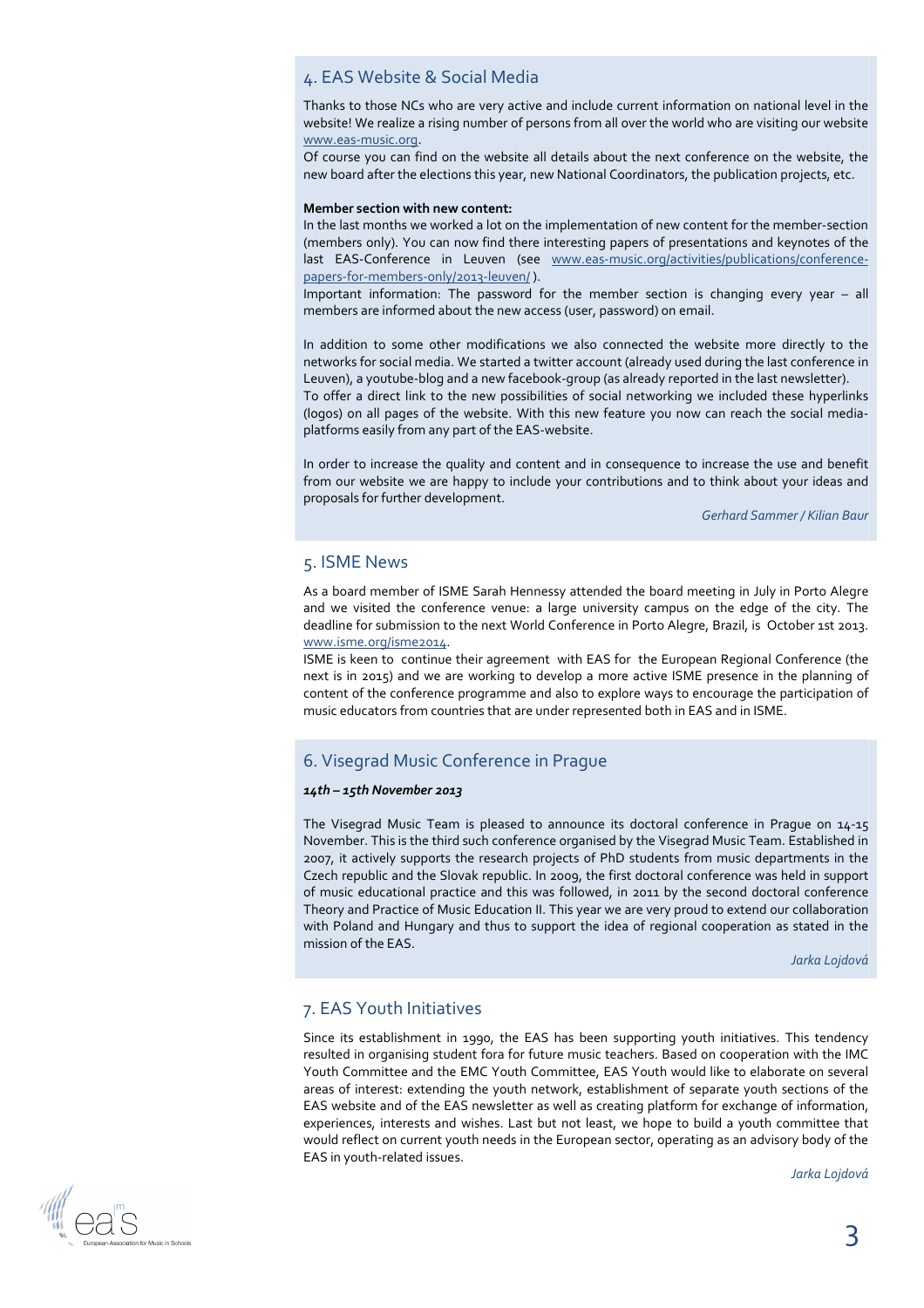## 4. EAS Website & Social Media

Thanks to those NCs who are very active and include current information on national level in the website! We realize a rising number of persons from all over the world who are visiting our website www.eas-music.org.

Of course you can find on the website all details about the next conference on the website, the new board after the elections this year, new National Coordinators, the publication projects, etc.

**Member section with new content:**

In the last months we worked a lot on the implementation of new content for the member-section (members only). You can now find there interesting papers of presentations and keynotes of the last EAS-Conference in Leuven (see www.eas-music.org/activities/publications/conference-papers-for-members-only/2013-leuven/ ).

Important information: The password for the member section is changing every year – all members are informed about the new access (user, password) on email.

In addition to some other modifications we also connected the website more directly to the networks for social media. We started a twitter account (already used during the last conference in Leuven), a youtube-blog and a new facebook-group (as already reported in the last newsletter).

To offer a direct link to the new possibilities of social networking we included these hyperlinks (logos) on all pages of the website. With this new feature you now can reach the social media-platforms easily from any part of the EAS-website.

In order to increase the quality and content and in consequence to increase the use and benefit from our website we are happy to include your contributions and to think about your ideas and proposals for further development.

*Gerhard Sammer / Kilian Baur*

## 5. ISME News

As a board member of ISME Sarah Hennessy attended the board meeting in July in Porto Alegre and we visited the conference venue: a large university campus on the edge of the city. The deadline for submission to the next World Conference in Porto Alegre, Brazil, is October 1st 2013. www.isme.org/isme2014.

ISME is keen to continue their agreement with EAS for the European Regional Conference (the next is in 2015) and we are working to develop a more active ISME presence in the planning of content of the conference programme and also to explore ways to encourage the participation of music educators from countries that are under represented both in EAS and in ISME.

## 6. Visegrad Music Conference in Prague

***14th – 15th November 2013***

The Visegrad Music Team is pleased to announce its doctoral conference in Prague on 14-15 November. This is the third such conference organised by the Visegrad Music Team. Established in 2007, it actively supports the research projects of PhD students from music departments in the Czech republic and the Slovak republic. In 2009, the first doctoral conference was held in support of music educational practice and this was followed, in 2011 by the second doctoral conference Theory and Practice of Music Education II. This year we are very proud to extend our collaboration with Poland and Hungary and thus to support the idea of regional cooperation as stated in the mission of the EAS.

*Jarka Lojdová*

## 7. EAS Youth Initiatives

Since its establishment in 1990, the EAS has been supporting youth initiatives. This tendency resulted in organising student fora for future music teachers. Based on cooperation with the IMC Youth Committee and the EMC Youth Committee, EAS Youth would like to elaborate on several areas of interest: extending the youth network, establishment of separate youth sections of the EAS website and of the EAS newsletter as well as creating platform for exchange of information, experiences, interests and wishes. Last but not least, we hope to build a youth committee that would reflect on current youth needs in the European sector, operating as an advisory body of the EAS in youth-related issues.

*Jarka Lojdová*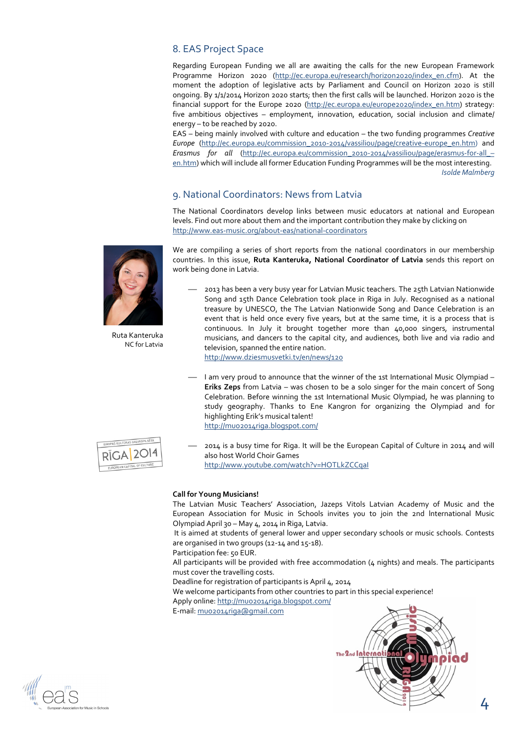## 8. EAS Project Space

Regarding European Funding we all are awaiting the calls for the new European Framework Programme Horizon 2020 (http://ec.europa.eu/research/horizon2020/index_en.cfm). At the moment the adoption of legislative acts by Parliament and Council on Horizon 2020 is still ongoing. By 1/1/2014 Horizon 2020 starts; then the first calls will be launched. Horizon 2020 is the financial support for the Europe 2020 (http://ec.europa.eu/europe2020/index_en.htm) strategy: five ambitious objectives – employment, innovation, education, social inclusion and climate/ energy – to be reached by 2020.

EAS – being mainly involved with culture and education – the two funding programmes *Creative Europe* (http://ec.europa.eu/commission_2010-2014/vassiliou/page/creative-europe_en.htm) and *Erasmus for all* (http://ec.europa.eu/commission_2010-2014/vassiliou/page/erasmus-for-all_–en.htm) which will include all former Education Funding Programmes will be the most interesting.

*Isolde Malmberg*

## 9. National Coordinators: News from Latvia

The National Coordinators develop links between music educators at national and European levels. Find out more about them and the important contribution they make by clicking on http://www.eas-music.org/about-eas/national-coordinators

Ruta Kanteruka
NC for Latvia

We are compiling a series of short reports from the national coordinators in our membership countries. In this issue, **Ruta Kanteruka, National Coordinator of Latvia** sends this report on work being done in Latvia.

- 2013 has been a very busy year for Latvian Music teachers. The 25th Latvian Nationwide Song and 15th Dance Celebration took place in Riga in July. Recognised as a national treasure by UNESCO, the The Latvian Nationwide Song and Dance Celebration is an event that is held once every five years, but at the same time, it is a process that is continuous. In July it brought together more than 40,000 singers, instrumental musicians, and dancers to the capital city, and audiences, both live and via radio and television, spanned the entire nation.
  http://www.dziesmusvetki.tv/en/news/120

- I am very proud to announce that the winner of the 1st International Music Olympiad – **Eriks Zeps** from Latvia – was chosen to be a solo singer for the main concert of Song Celebration. Before winning the 1st International Music Olympiad, he was planning to study geography. Thanks to Ene Kangron for organizing the Olympiad and for highlighting Erik's musical talent!
  http://muo2014riga.blogspot.com/

- 2014 is a busy time for Riga. It will be the European Capital of Culture in 2014 and will also host World Choir Games
  http://www.youtube.com/watch?v=HOTLkZCCqaI

**Call for Young Musicians!**

The Latvian Music Teachers' Association, Jazeps Vitols Latvian Academy of Music and the European Association for Music in Schools invites you to join the 2nd International Music Olympiad April 30 – May 4, 2014 in Riga, Latvia.

It is aimed at students of general lower and upper secondary schools or music schools. Contests are organised in two groups (12-14 and 15-18).

Participation fee: 50 EUR.

All participants will be provided with free accommodation (4 nights) and meals. The participants must cover the travelling costs.

Deadline for registration of participants is April 4, 2014

We welcome participants from other countries to part in this special experience!

Apply online: http://muo2014riga.blogspot.com/

E-mail: muo2014riga@gmail.com